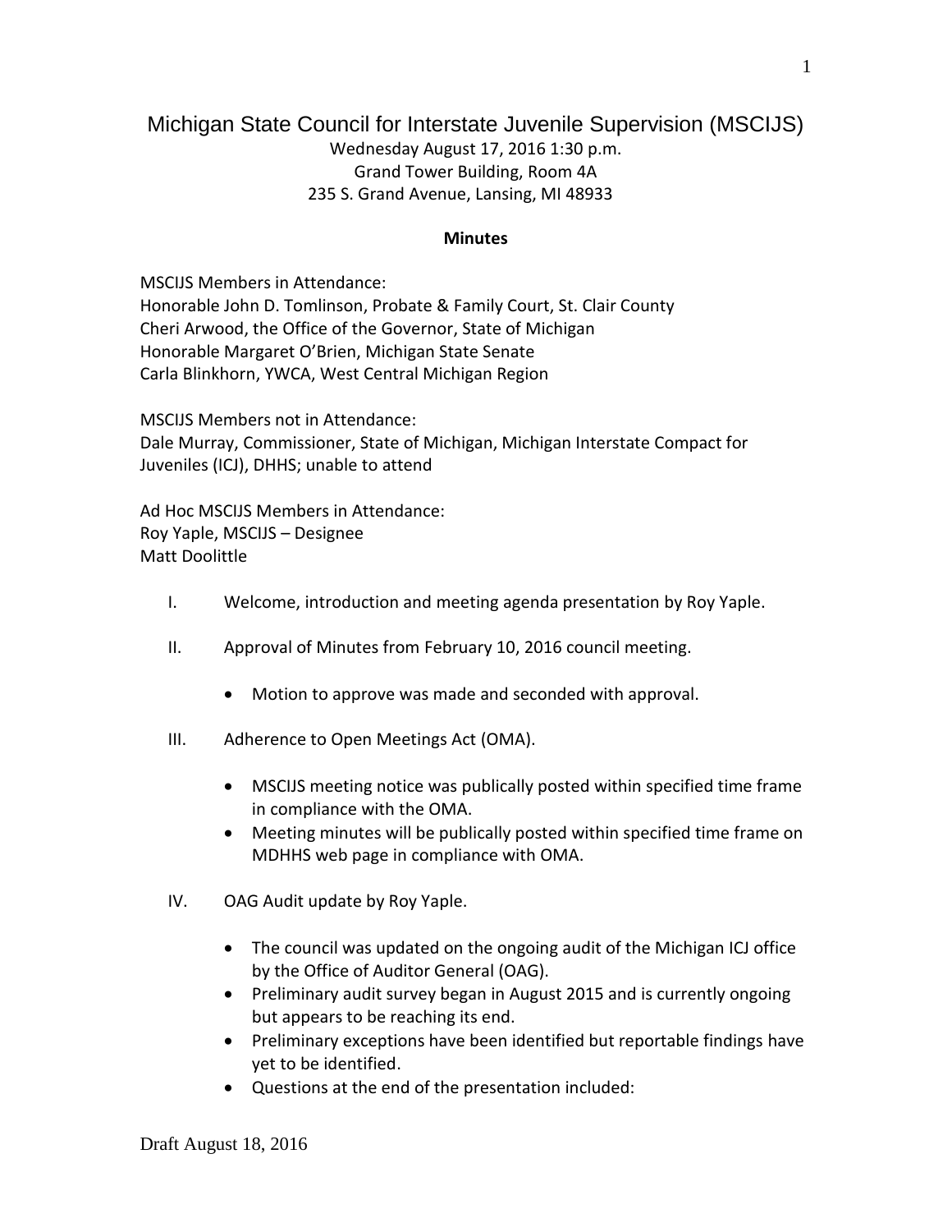# Michigan State Council for Interstate Juvenile Supervision (MSCIJS)

Wednesday August 17, 2016 1:30 p.m.
Grand Tower Building, Room 4A
235 S. Grand Avenue, Lansing, MI 48933

**Minutes**

MSCIJS Members in Attendance:
Honorable John D. Tomlinson, Probate & Family Court, St. Clair County
Cheri Arwood, the Office of the Governor, State of Michigan
Honorable Margaret O'Brien, Michigan State Senate
Carla Blinkhorn, YWCA, West Central Michigan Region

MSCIJS Members not in Attendance:
Dale Murray, Commissioner, State of Michigan, Michigan Interstate Compact for Juveniles (ICJ), DHHS; unable to attend

Ad Hoc MSCIJS Members in Attendance:
Roy Yaple, MSCIJS – Designee
Matt Doolittle

I. Welcome, introduction and meeting agenda presentation by Roy Yaple.

II. Approval of Minutes from February 10, 2016 council meeting.

- Motion to approve was made and seconded with approval.

III. Adherence to Open Meetings Act (OMA).

- MSCIJS meeting notice was publically posted within specified time frame in compliance with the OMA.
- Meeting minutes will be publically posted within specified time frame on MDHHS web page in compliance with OMA.

IV. OAG Audit update by Roy Yaple.

- The council was updated on the ongoing audit of the Michigan ICJ office by the Office of Auditor General (OAG).
- Preliminary audit survey began in August 2015 and is currently ongoing but appears to be reaching its end.
- Preliminary exceptions have been identified but reportable findings have yet to be identified.
- Questions at the end of the presentation included:

Draft August 18, 2016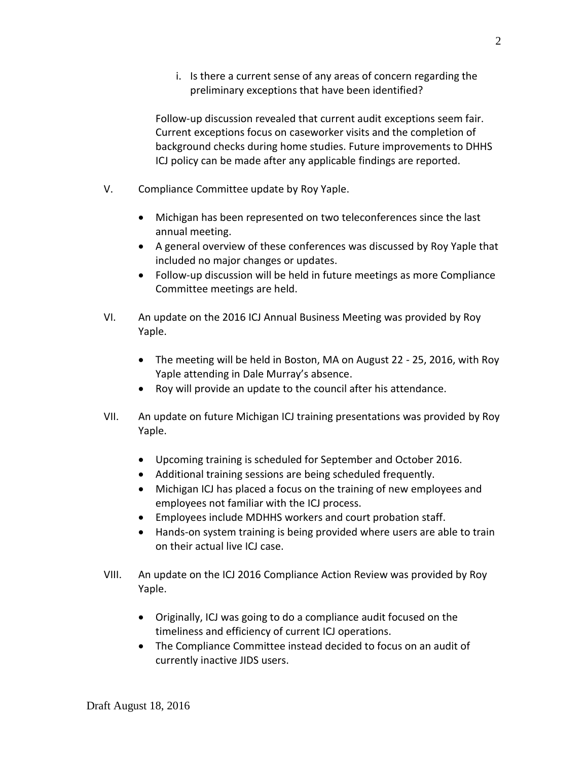i. Is there a current sense of any areas of concern regarding the preliminary exceptions that have been identified?

Follow-up discussion revealed that current audit exceptions seem fair. Current exceptions focus on caseworker visits and the completion of background checks during home studies. Future improvements to DHHS ICJ policy can be made after any applicable findings are reported.

V. Compliance Committee update by Roy Yaple.

- Michigan has been represented on two teleconferences since the last annual meeting.
- A general overview of these conferences was discussed by Roy Yaple that included no major changes or updates.
- Follow-up discussion will be held in future meetings as more Compliance Committee meetings are held.

VI. An update on the 2016 ICJ Annual Business Meeting was provided by Roy Yaple.

- The meeting will be held in Boston, MA on August 22 - 25, 2016, with Roy Yaple attending in Dale Murray's absence.
- Roy will provide an update to the council after his attendance.

VII. An update on future Michigan ICJ training presentations was provided by Roy Yaple.

- Upcoming training is scheduled for September and October 2016.
- Additional training sessions are being scheduled frequently.
- Michigan ICJ has placed a focus on the training of new employees and employees not familiar with the ICJ process.
- Employees include MDHHS workers and court probation staff.
- Hands-on system training is being provided where users are able to train on their actual live ICJ case.

VIII. An update on the ICJ 2016 Compliance Action Review was provided by Roy Yaple.

- Originally, ICJ was going to do a compliance audit focused on the timeliness and efficiency of current ICJ operations.
- The Compliance Committee instead decided to focus on an audit of currently inactive JIDS users.

Draft August 18, 2016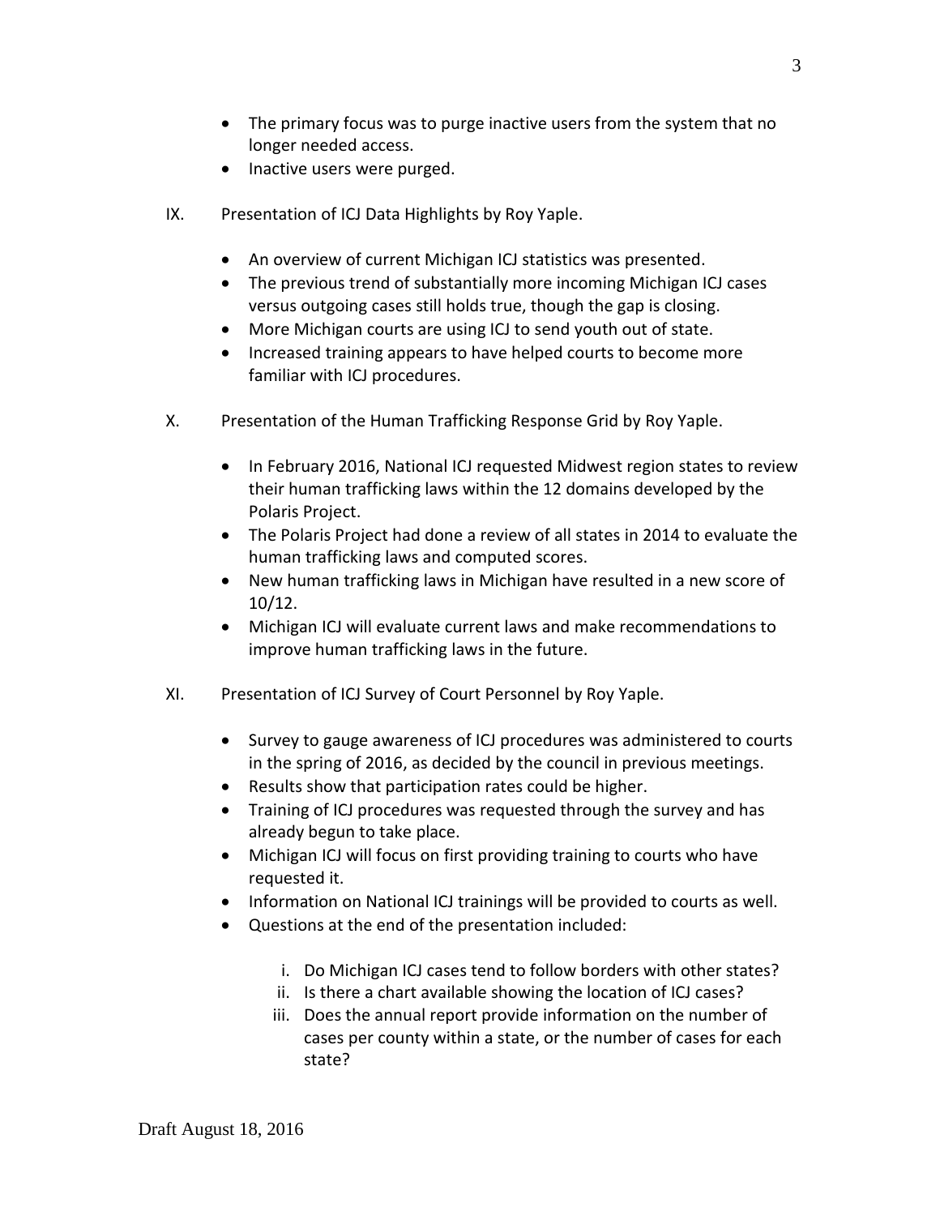- The primary focus was to purge inactive users from the system that no longer needed access.
- Inactive users were purged.

IX. Presentation of ICJ Data Highlights by Roy Yaple.

- An overview of current Michigan ICJ statistics was presented.
- The previous trend of substantially more incoming Michigan ICJ cases versus outgoing cases still holds true, though the gap is closing.
- More Michigan courts are using ICJ to send youth out of state.
- Increased training appears to have helped courts to become more familiar with ICJ procedures.

X. Presentation of the Human Trafficking Response Grid by Roy Yaple.

- In February 2016, National ICJ requested Midwest region states to review their human trafficking laws within the 12 domains developed by the Polaris Project.
- The Polaris Project had done a review of all states in 2014 to evaluate the human trafficking laws and computed scores.
- New human trafficking laws in Michigan have resulted in a new score of 10/12.
- Michigan ICJ will evaluate current laws and make recommendations to improve human trafficking laws in the future.

XI. Presentation of ICJ Survey of Court Personnel by Roy Yaple.

- Survey to gauge awareness of ICJ procedures was administered to courts in the spring of 2016, as decided by the council in previous meetings.
- Results show that participation rates could be higher.
- Training of ICJ procedures was requested through the survey and has already begun to take place.
- Michigan ICJ will focus on first providing training to courts who have requested it.
- Information on National ICJ trainings will be provided to courts as well.
- Questions at the end of the presentation included:

    i. Do Michigan ICJ cases tend to follow borders with other states?
    ii. Is there a chart available showing the location of ICJ cases?
    iii. Does the annual report provide information on the number of cases per county within a state, or the number of cases for each state?

Draft August 18, 2016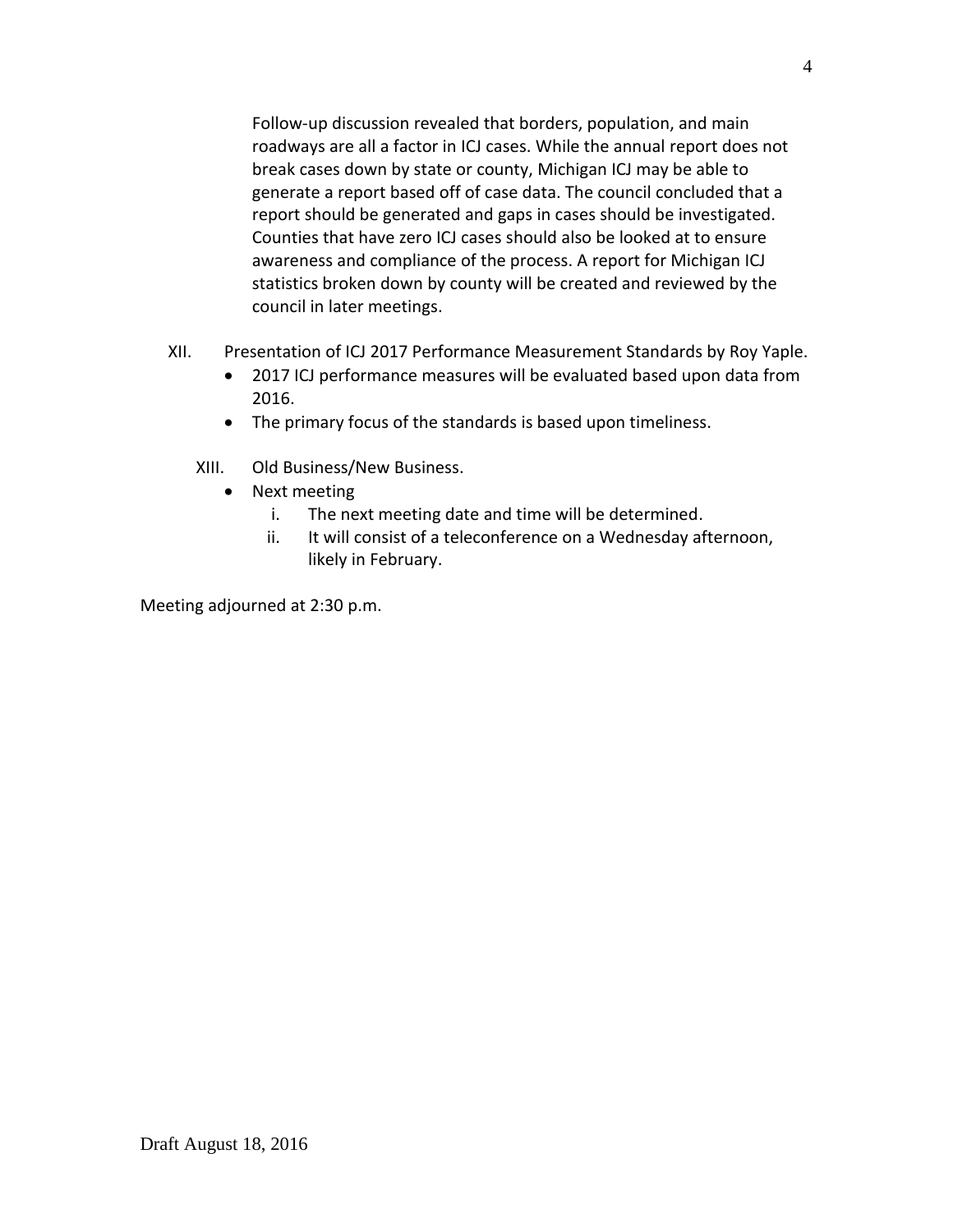Follow-up discussion revealed that borders, population, and main roadways are all a factor in ICJ cases. While the annual report does not break cases down by state or county, Michigan ICJ may be able to generate a report based off of case data. The council concluded that a report should be generated and gaps in cases should be investigated. Counties that have zero ICJ cases should also be looked at to ensure awareness and compliance of the process. A report for Michigan ICJ statistics broken down by county will be created and reviewed by the council in later meetings.

XII. Presentation of ICJ 2017 Performance Measurement Standards by Roy Yaple.
- 2017 ICJ performance measures will be evaluated based upon data from 2016.
- The primary focus of the standards is based upon timeliness.

XIII. Old Business/New Business.
- Next meeting
  - i. The next meeting date and time will be determined.
  - ii. It will consist of a teleconference on a Wednesday afternoon, likely in February.

Meeting adjourned at 2:30 p.m.

Draft August 18, 2016